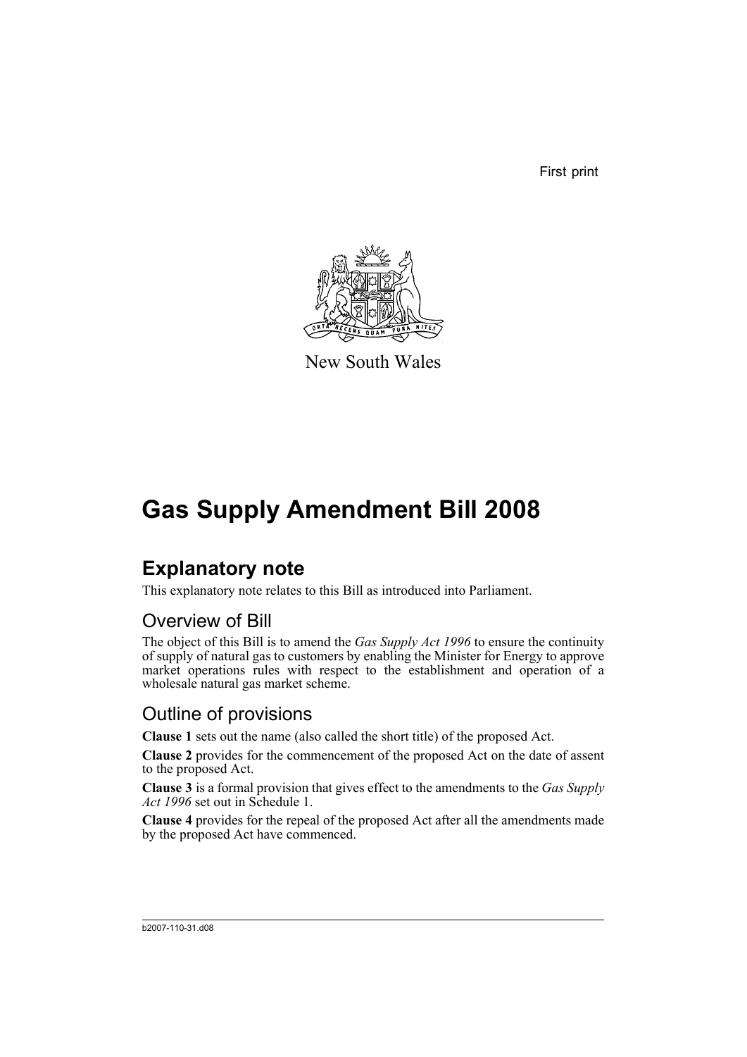First print

New South Wales

# Gas Supply Amendment Bill 2008

## Explanatory note

This explanatory note relates to this Bill as introduced into Parliament.

### Overview of Bill

The object of this Bill is to amend the *Gas Supply Act 1996* to ensure the continuity of supply of natural gas to customers by enabling the Minister for Energy to approve market operations rules with respect to the establishment and operation of a wholesale natural gas market scheme.

### Outline of provisions

**Clause 1** sets out the name (also called the short title) of the proposed Act.

**Clause 2** provides for the commencement of the proposed Act on the date of assent to the proposed Act.

**Clause 3** is a formal provision that gives effect to the amendments to the *Gas Supply Act 1996* set out in Schedule 1.

**Clause 4** provides for the repeal of the proposed Act after all the amendments made by the proposed Act have commenced.

b2007-110-31.d08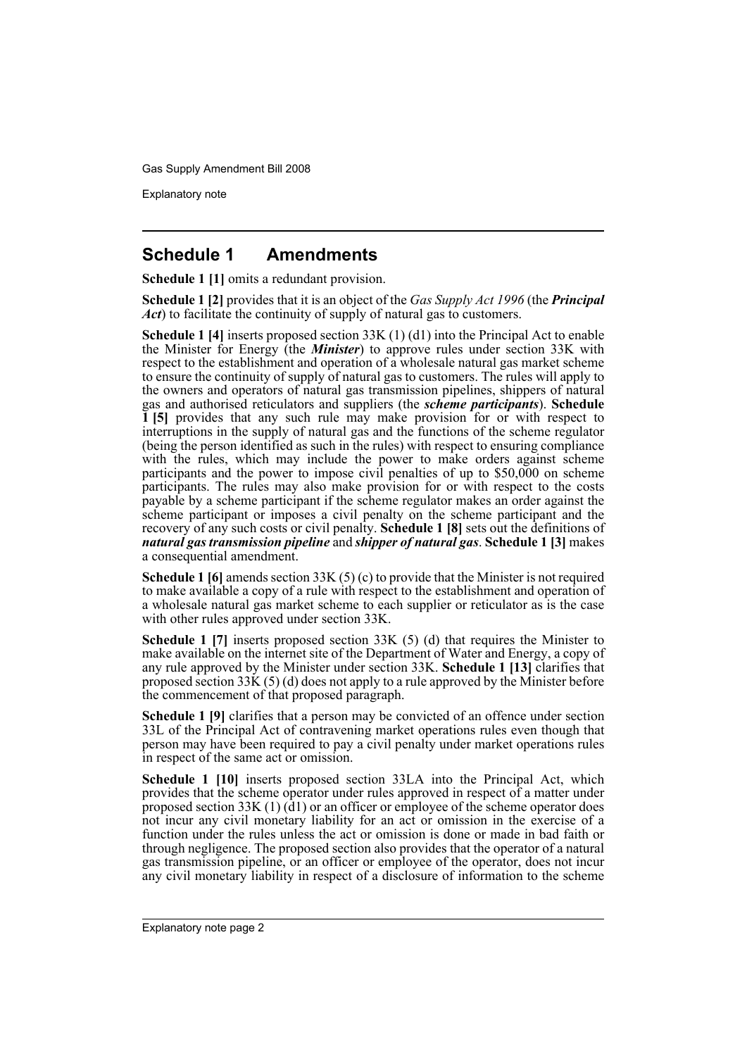## Schedule 1 Amendments

**Schedule 1 [1]** omits a redundant provision.

**Schedule 1 [2]** provides that it is an object of the *Gas Supply Act 1996* (the ***Principal Act***) to facilitate the continuity of supply of natural gas to customers.

**Schedule 1 [4]** inserts proposed section 33K (1) (d1) into the Principal Act to enable the Minister for Energy (the ***Minister***) to approve rules under section 33K with respect to the establishment and operation of a wholesale natural gas market scheme to ensure the continuity of supply of natural gas to customers. The rules will apply to the owners and operators of natural gas transmission pipelines, shippers of natural gas and authorised reticulators and suppliers (the ***scheme participants***). **Schedule 1 [5]** provides that any such rule may make provision for or with respect to interruptions in the supply of natural gas and the functions of the scheme regulator (being the person identified as such in the rules) with respect to ensuring compliance with the rules, which may include the power to make orders against scheme participants and the power to impose civil penalties of up to $50,000 on scheme participants. The rules may also make provision for or with respect to the costs payable by a scheme participant if the scheme regulator makes an order against the scheme participant or imposes a civil penalty on the scheme participant and the recovery of any such costs or civil penalty. **Schedule 1 [8]** sets out the definitions of ***natural gas transmission pipeline*** and ***shipper of natural gas***. **Schedule 1 [3]** makes a consequential amendment.

**Schedule 1 [6]** amends section 33K (5) (c) to provide that the Minister is not required to make available a copy of a rule with respect to the establishment and operation of a wholesale natural gas market scheme to each supplier or reticulator as is the case with other rules approved under section 33K.

**Schedule 1 [7]** inserts proposed section 33K (5) (d) that requires the Minister to make available on the internet site of the Department of Water and Energy, a copy of any rule approved by the Minister under section 33K. **Schedule 1 [13]** clarifies that proposed section 33K (5) (d) does not apply to a rule approved by the Minister before the commencement of that proposed paragraph.

**Schedule 1 [9]** clarifies that a person may be convicted of an offence under section 33L of the Principal Act of contravening market operations rules even though that person may have been required to pay a civil penalty under market operations rules in respect of the same act or omission.

**Schedule 1 [10]** inserts proposed section 33LA into the Principal Act, which provides that the scheme operator under rules approved in respect of a matter under proposed section 33K (1) (d1) or an officer or employee of the scheme operator does not incur any civil monetary liability for an act or omission in the exercise of a function under the rules unless the act or omission is done or made in bad faith or through negligence. The proposed section also provides that the operator of a natural gas transmission pipeline, or an officer or employee of the operator, does not incur any civil monetary liability in respect of a disclosure of information to the scheme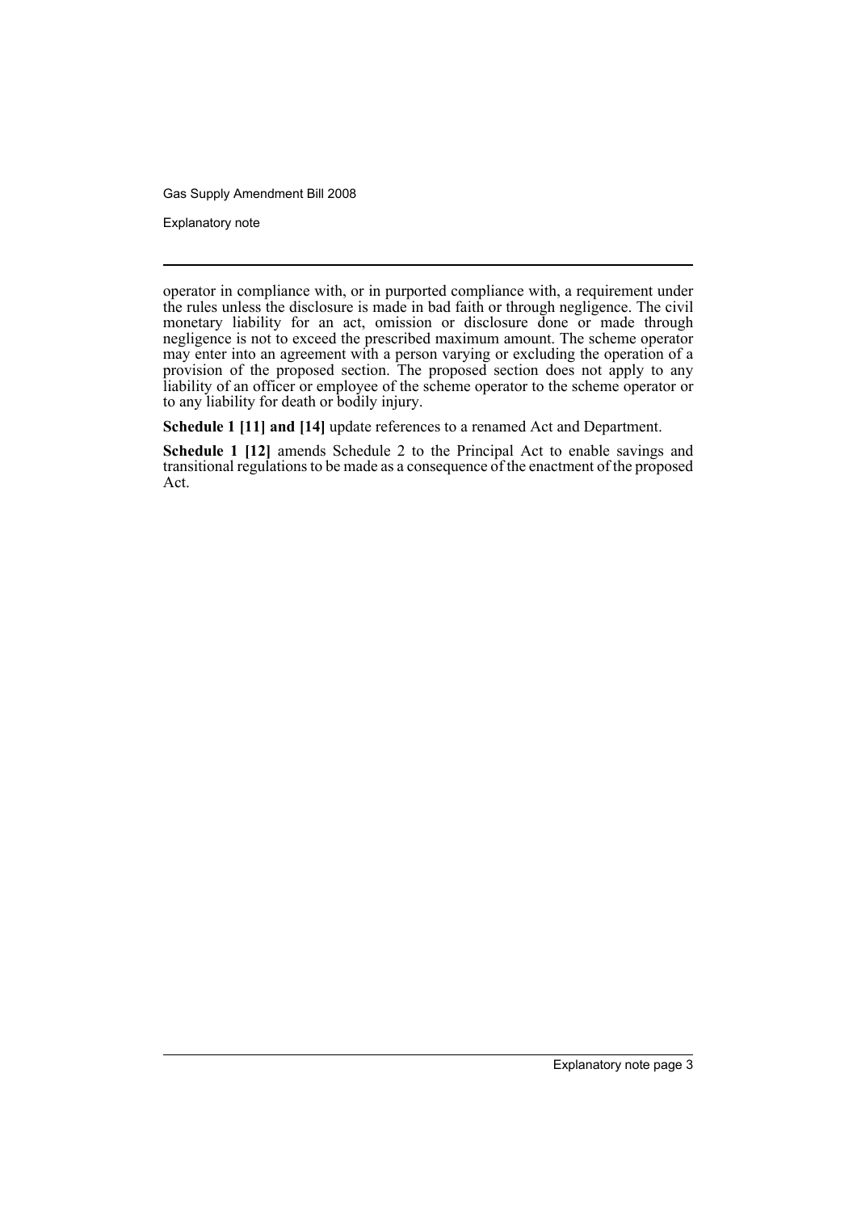operator in compliance with, or in purported compliance with, a requirement under the rules unless the disclosure is made in bad faith or through negligence. The civil monetary liability for an act, omission or disclosure done or made through negligence is not to exceed the prescribed maximum amount. The scheme operator may enter into an agreement with a person varying or excluding the operation of a provision of the proposed section. The proposed section does not apply to any liability of an officer or employee of the scheme operator to the scheme operator or to any liability for death or bodily injury.

**Schedule 1 [11] and [14]** update references to a renamed Act and Department.

**Schedule 1 [12]** amends Schedule 2 to the Principal Act to enable savings and transitional regulations to be made as a consequence of the enactment of the proposed Act.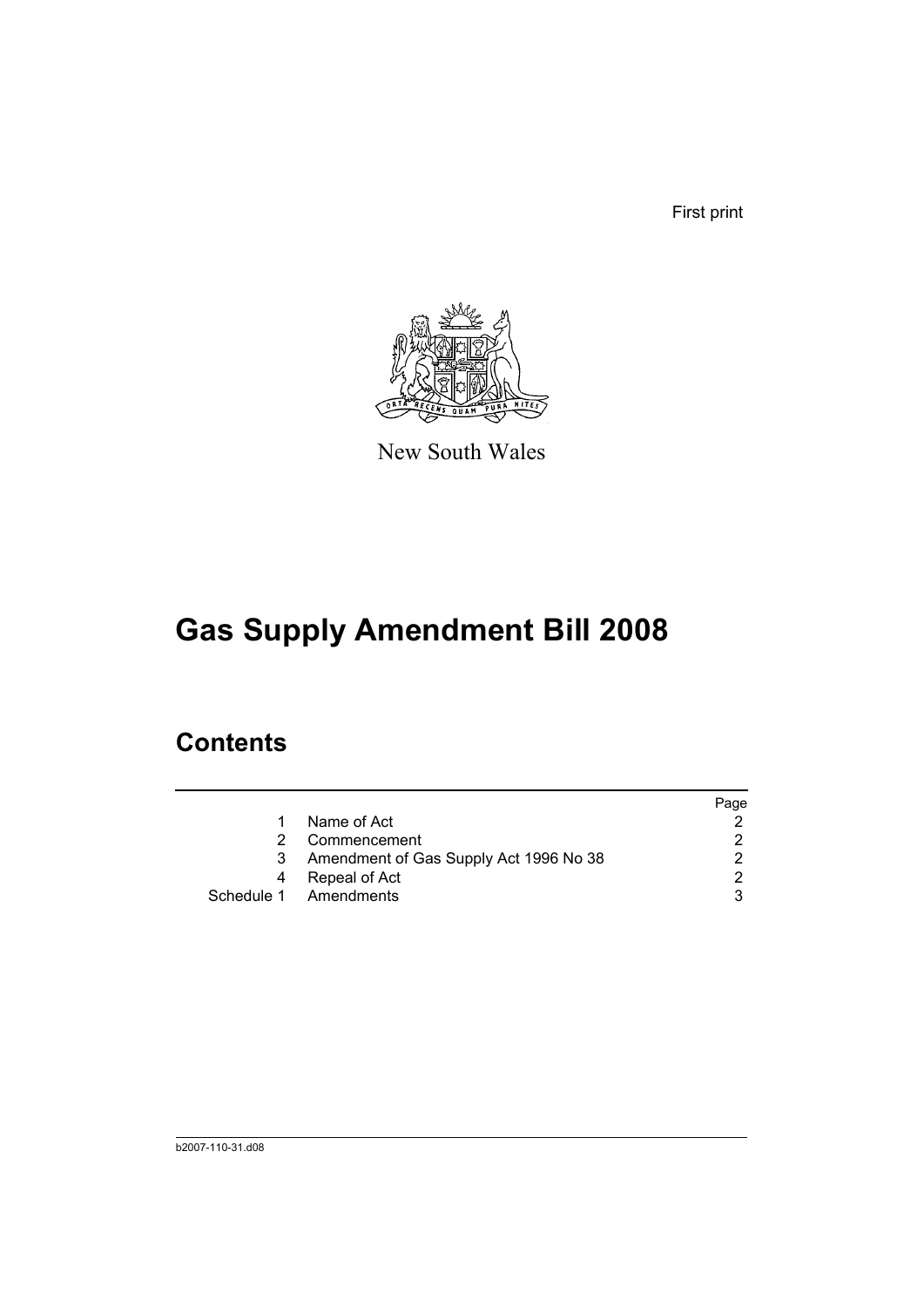First print

New South Wales

# Gas Supply Amendment Bill 2008

## Contents

| | | Page |
|---|---|---|
| 1 | Name of Act | 2 |
| 2 | Commencement | 2 |
| 3 | Amendment of Gas Supply Act 1996 No 38 | 2 |
| 4 | Repeal of Act | 2 |
| Schedule 1 | Amendments | 3 |

b2007-110-31.d08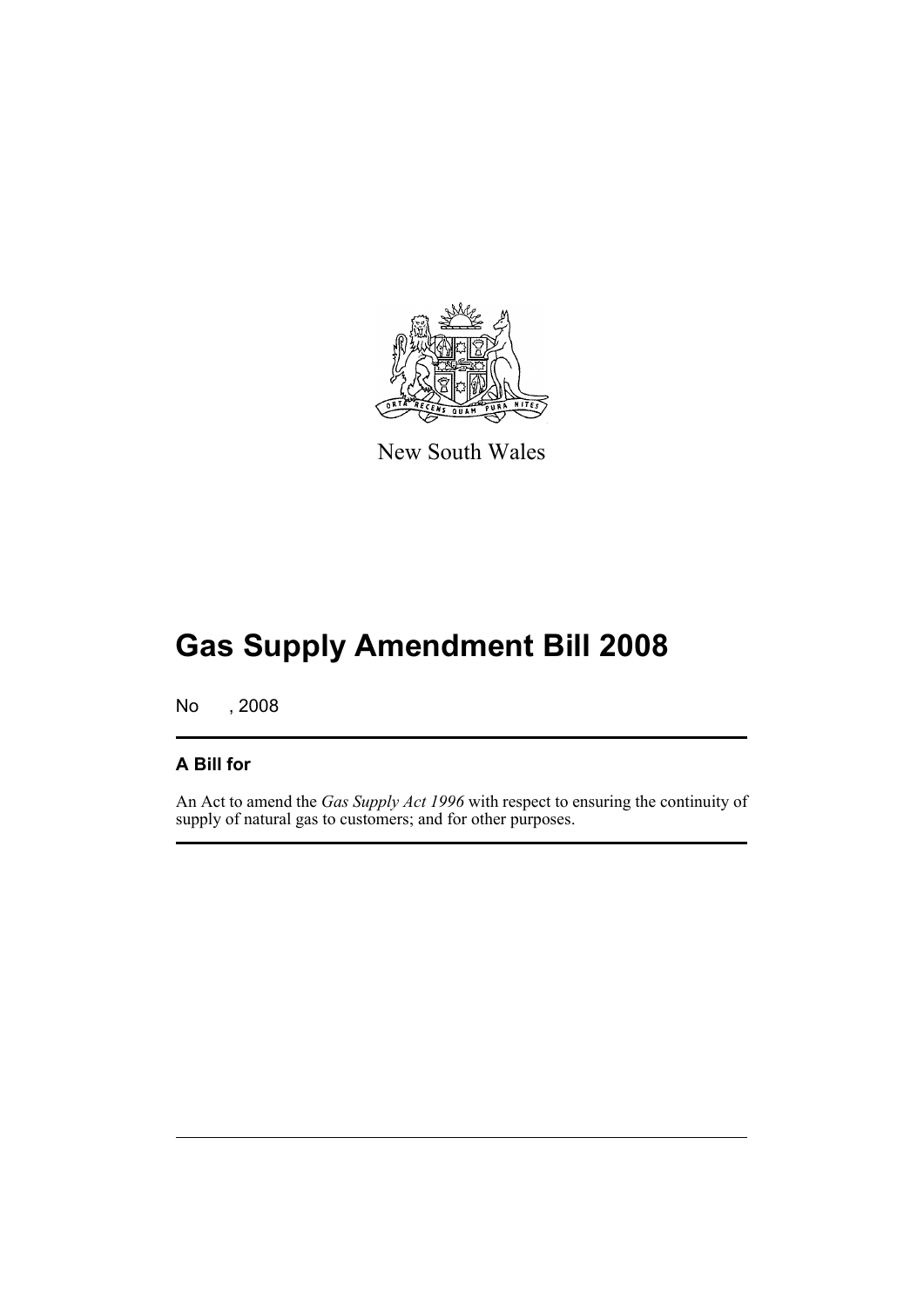New South Wales

# Gas Supply Amendment Bill 2008

No , 2008

## A Bill for

An Act to amend the *Gas Supply Act 1996* with respect to ensuring the continuity of supply of natural gas to customers; and for other purposes.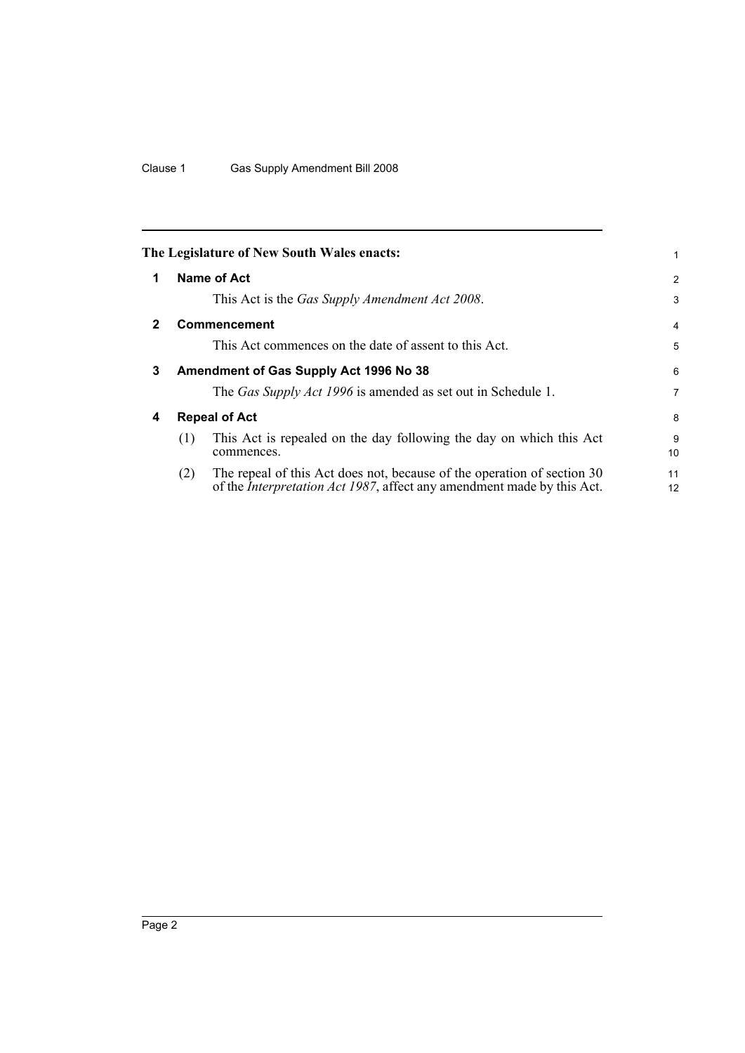**The Legislature of New South Wales enacts:**

## 1 Name of Act

This Act is the *Gas Supply Amendment Act 2008*.

## 2 Commencement

This Act commences on the date of assent to this Act.

## 3 Amendment of Gas Supply Act 1996 No 38

The *Gas Supply Act 1996* is amended as set out in Schedule 1.

## 4 Repeal of Act

(1) This Act is repealed on the day following the day on which this Act commences.

(2) The repeal of this Act does not, because of the operation of section 30 of the *Interpretation Act 1987*, affect any amendment made by this Act.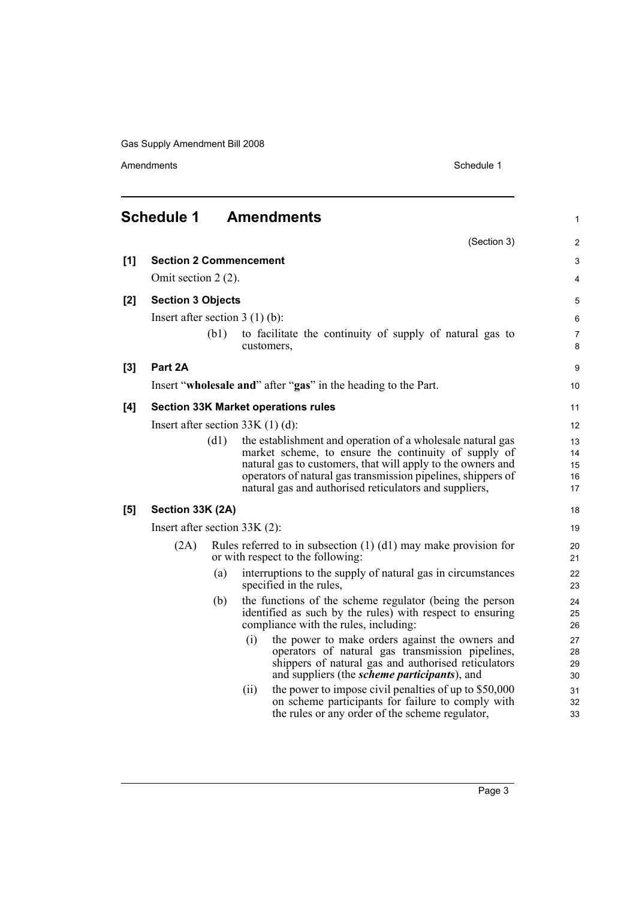## Schedule 1 Amendments

(Section 3)

**[1] Section 2 Commencement**

Omit section 2 (2).

**[2] Section 3 Objects**

Insert after section 3 (1) (b):

(b1) to facilitate the continuity of supply of natural gas to customers,

**[3] Part 2A**

Insert "**wholesale and**" after "**gas**" in the heading to the Part.

**[4] Section 33K Market operations rules**

Insert after section 33K (1) (d):

(d1) the establishment and operation of a wholesale natural gas market scheme, to ensure the continuity of supply of natural gas to customers, that will apply to the owners and operators of natural gas transmission pipelines, shippers of natural gas and authorised reticulators and suppliers,

**[5] Section 33K (2A)**

Insert after section 33K (2):

(2A) Rules referred to in subsection (1) (d1) may make provision for or with respect to the following:

(a) interruptions to the supply of natural gas in circumstances specified in the rules,

(b) the functions of the scheme regulator (being the person identified as such by the rules) with respect to ensuring compliance with the rules, including:

(i) the power to make orders against the owners and operators of natural gas transmission pipelines, shippers of natural gas and authorised reticulators and suppliers (the ***scheme participants***), and

(ii) the power to impose civil penalties of up to $50,000 on scheme participants for failure to comply with the rules or any order of the scheme regulator,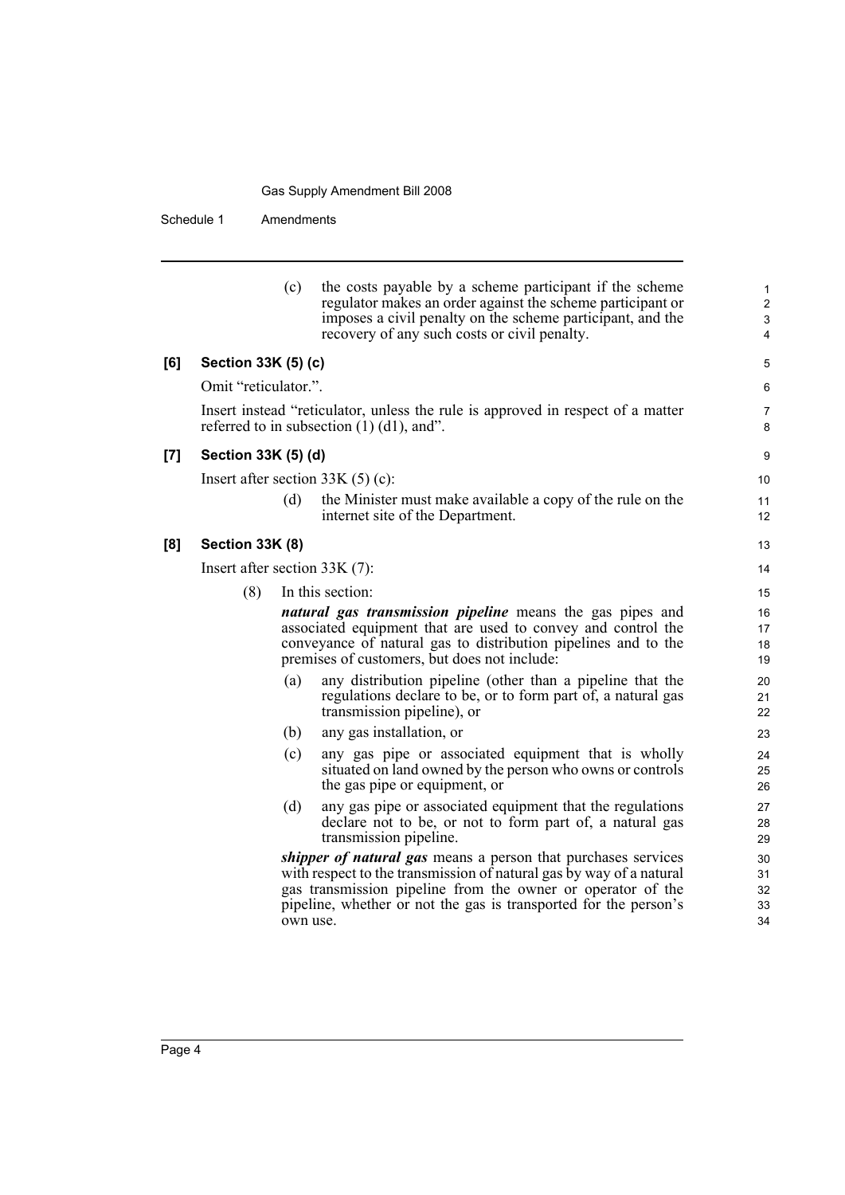(c) the costs payable by a scheme participant if the scheme regulator makes an order against the scheme participant or imposes a civil penalty on the scheme participant, and the recovery of any such costs or civil penalty.

### [6] Section 33K (5) (c)

Omit "reticulator.".

Insert instead "reticulator, unless the rule is approved in respect of a matter referred to in subsection (1) (d1), and".

### [7] Section 33K (5) (d)

Insert after section 33K (5) (c):

(d) the Minister must make available a copy of the rule on the internet site of the Department.

### [8] Section 33K (8)

Insert after section 33K (7):

(8) In this section:

***natural gas transmission pipeline*** means the gas pipes and associated equipment that are used to convey and control the conveyance of natural gas to distribution pipelines and to the premises of customers, but does not include:

(a) any distribution pipeline (other than a pipeline that the regulations declare to be, or to form part of, a natural gas transmission pipeline), or

(b) any gas installation, or

(c) any gas pipe or associated equipment that is wholly situated on land owned by the person who owns or controls the gas pipe or equipment, or

(d) any gas pipe or associated equipment that the regulations declare not to be, or not to form part of, a natural gas transmission pipeline.

***shipper of natural gas*** means a person that purchases services with respect to the transmission of natural gas by way of a natural gas transmission pipeline from the owner or operator of the pipeline, whether or not the gas is transported for the person's own use.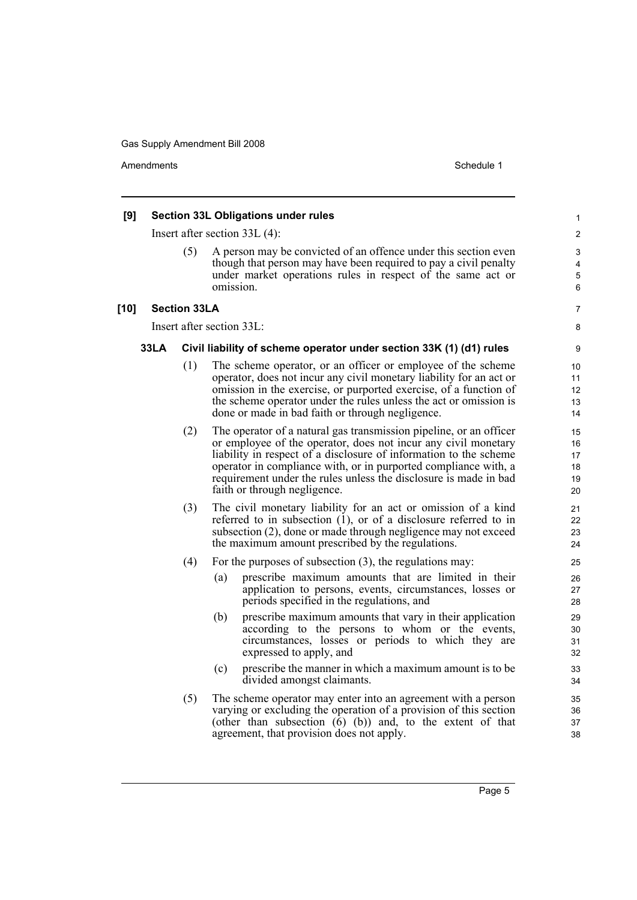**[9] Section 33L Obligations under rules**

Insert after section 33L (4):

(5) A person may be convicted of an offence under this section even though that person may have been required to pay a civil penalty under market operations rules in respect of the same act or omission.

**[10] Section 33LA**

Insert after section 33L:

**33LA Civil liability of scheme operator under section 33K (1) (d1) rules**

(1) The scheme operator, or an officer or employee of the scheme operator, does not incur any civil monetary liability for an act or omission in the exercise, or purported exercise, of a function of the scheme operator under the rules unless the act or omission is done or made in bad faith or through negligence.

(2) The operator of a natural gas transmission pipeline, or an officer or employee of the operator, does not incur any civil monetary liability in respect of a disclosure of information to the scheme operator in compliance with, or in purported compliance with, a requirement under the rules unless the disclosure is made in bad faith or through negligence.

(3) The civil monetary liability for an act or omission of a kind referred to in subsection (1), or of a disclosure referred to in subsection (2), done or made through negligence may not exceed the maximum amount prescribed by the regulations.

(4) For the purposes of subsection (3), the regulations may:

(a) prescribe maximum amounts that are limited in their application to persons, events, circumstances, losses or periods specified in the regulations, and

(b) prescribe maximum amounts that vary in their application according to the persons to whom or the events, circumstances, losses or periods to which they are expressed to apply, and

(c) prescribe the manner in which a maximum amount is to be divided amongst claimants.

(5) The scheme operator may enter into an agreement with a person varying or excluding the operation of a provision of this section (other than subsection (6) (b)) and, to the extent of that agreement, that provision does not apply.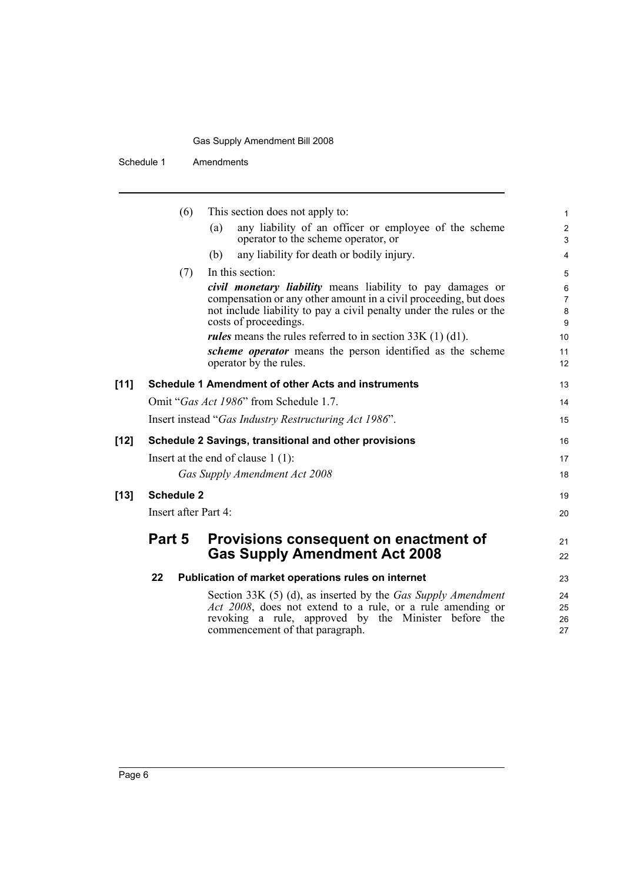(6) This section does not apply to:

(a) any liability of an officer or employee of the scheme operator to the scheme operator, or

(b) any liability for death or bodily injury.

(7) In this section:

***civil monetary liability*** means liability to pay damages or compensation or any other amount in a civil proceeding, but does not include liability to pay a civil penalty under the rules or the costs of proceedings.

***rules*** means the rules referred to in section 33K (1) (d1).

***scheme operator*** means the person identified as the scheme operator by the rules.

**[11] Schedule 1 Amendment of other Acts and instruments**

Omit "*Gas Act 1986*" from Schedule 1.7.

Insert instead "*Gas Industry Restructuring Act 1986*".

**[12] Schedule 2 Savings, transitional and other provisions**

Insert at the end of clause 1 (1):

*Gas Supply Amendment Act 2008*

**[13] Schedule 2**

Insert after Part 4:

## Part 5 Provisions consequent on enactment of Gas Supply Amendment Act 2008

**22 Publication of market operations rules on internet**

Section 33K (5) (d), as inserted by the *Gas Supply Amendment Act 2008*, does not extend to a rule, or a rule amending or revoking a rule, approved by the Minister before the commencement of that paragraph.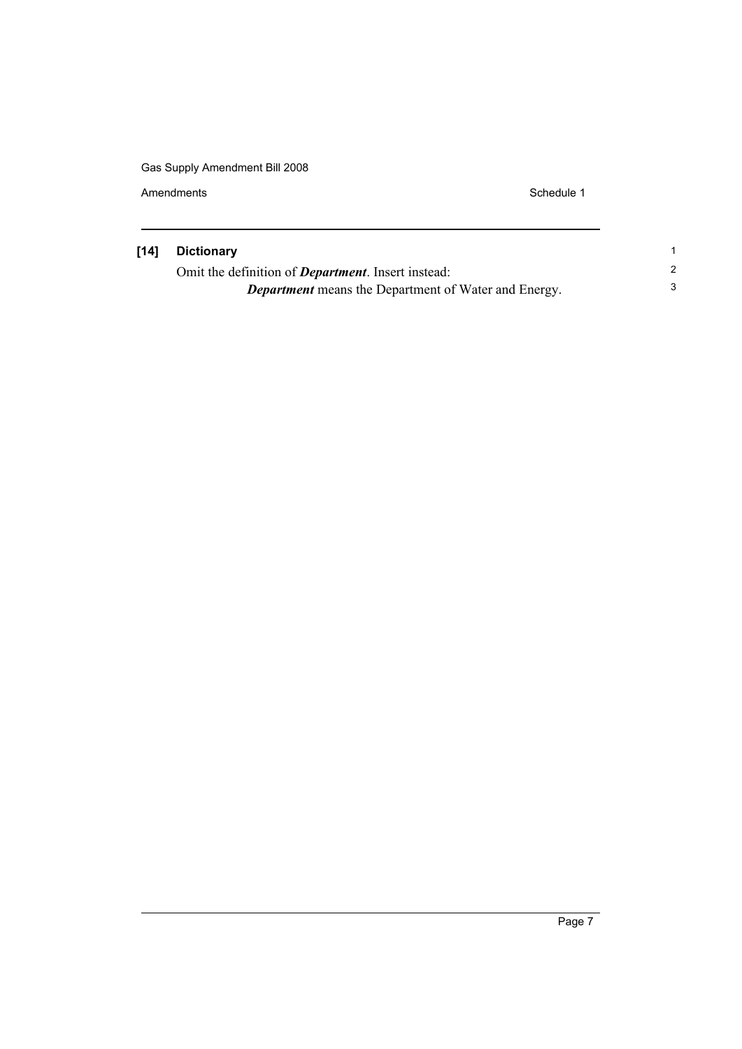## [14] Dictionary

Omit the definition of ***Department***. Insert instead:

> ***Department*** means the Department of Water and Energy.